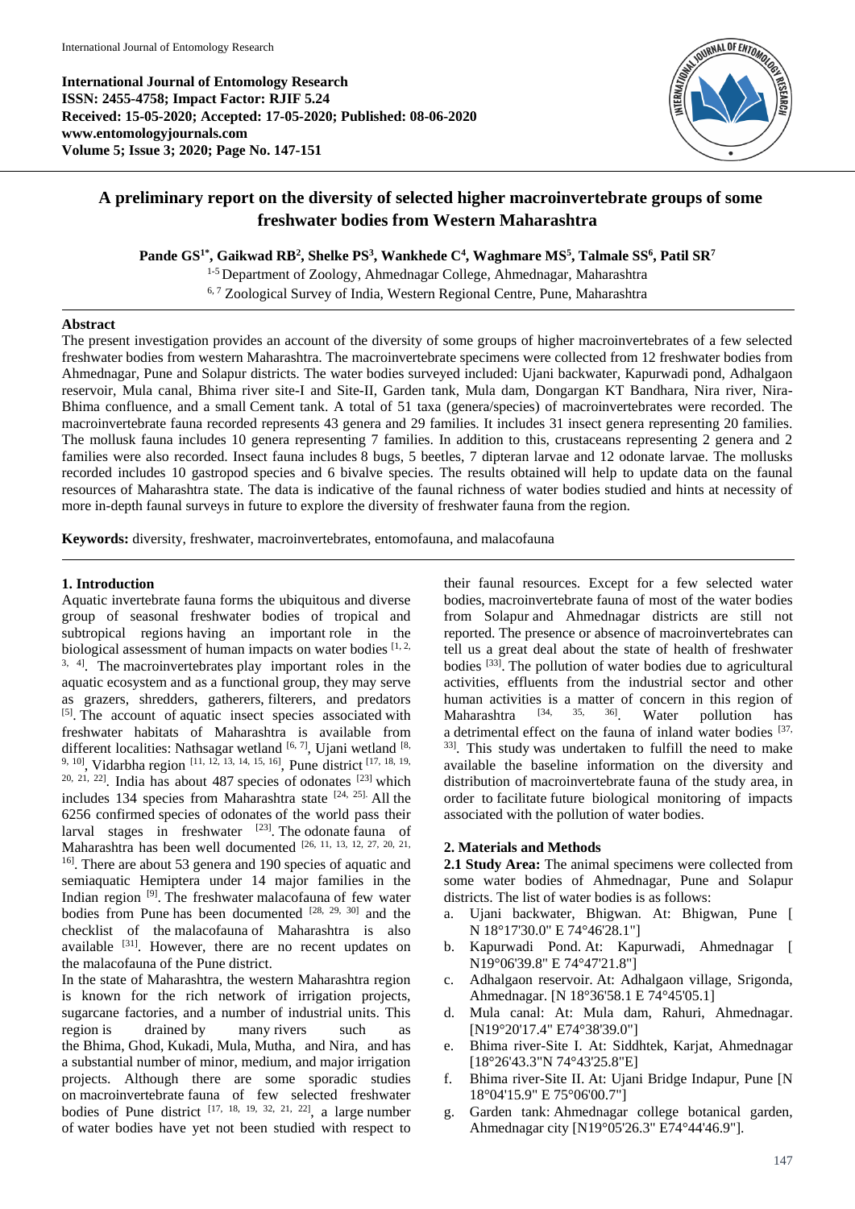**International Journal of Entomology Research**
**ISSN: 2455-4758; Impact Factor: RJIF 5.24**
**Received: 15-05-2020; Accepted: 17-05-2020; Published: 08-06-2020**
**www.entomologyjournals.com**
**Volume 5; Issue 3; 2020; Page No. 147-151**

# A preliminary report on the diversity of selected higher macroinvertebrate groups of some freshwater bodies from Western Maharashtra

**Pande GS[1*], Gaikwad RB[2], Shelke PS[3], Wankhede C[4], Waghmare MS[5], Talmale SS[6], Patil SR[7]**

[1-5] Department of Zoology, Ahmednagar College, Ahmednagar, Maharashtra

[6, 7] Zoological Survey of India, Western Regional Centre, Pune, Maharashtra

## Abstract

The present investigation provides an account of the diversity of some groups of higher macroinvertebrates of a few selected freshwater bodies from western Maharashtra. The macroinvertebrate specimens were collected from 12 freshwater bodies from Ahmednagar, Pune and Solapur districts. The water bodies surveyed included: Ujani backwater, Kapurwadi pond, Adhalgaon reservoir, Mula canal, Bhima river site-I and Site-II, Garden tank, Mula dam, Dongargan KT Bandhara, Nira river, Nira-Bhima confluence, and a small Cement tank. A total of 51 taxa (genera/species) of macroinvertebrates were recorded. The macroinvertebrate fauna recorded represents 43 genera and 29 families. It includes 31 insect genera representing 20 families. The mollusk fauna includes 10 genera representing 7 families. In addition to this, crustaceans representing 2 genera and 2 families were also recorded. Insect fauna includes 8 bugs, 5 beetles, 7 dipteran larvae and 12 odonate larvae. The mollusks recorded includes 10 gastropod species and 6 bivalve species. The results obtained will help to update data on the faunal resources of Maharashtra state. The data is indicative of the faunal richness of water bodies studied and hints at necessity of more in-depth faunal surveys in future to explore the diversity of freshwater fauna from the region.

**Keywords:** diversity, freshwater, macroinvertebrates, entomofauna, and malacofauna

## 1. Introduction

Aquatic invertebrate fauna forms the ubiquitous and diverse group of seasonal freshwater bodies of tropical and subtropical regions having an important role in the biological assessment of human impacts on water bodies [1, 2, 3, 4]. The macroinvertebrates play important roles in the aquatic ecosystem and as a functional group, they may serve as grazers, shredders, gatherers, filterers, and predators [5]. The account of aquatic insect species associated with freshwater habitats of Maharashtra is available from different localities: Nathsagar wetland [6, 7], Ujani wetland [8, 9, 10], Vidarbha region [11, 12, 13, 14, 15, 16], Pune district [17, 18, 19, 20, 21, 22]. India has about 487 species of odonates [23] which includes 134 species from Maharashtra state [24, 25]. All the 6256 confirmed species of odonates of the world pass their larval stages in freshwater [23]. The odonate fauna of Maharashtra has been well documented [26, 11, 13, 12, 27, 20, 21, 16]. There are about 53 genera and 190 species of aquatic and semiaquatic Hemiptera under 14 major families in the Indian region [9]. The freshwater malacofauna of few water bodies from Pune has been documented [28, 29, 30] and the checklist of the malacofauna of Maharashtra is also available [31]. However, there are no recent updates on the malacofauna of the Pune district.

In the state of Maharashtra, the western Maharashtra region is known for the rich network of irrigation projects, sugarcane factories, and a number of industrial units. This region is drained by many rivers such as the Bhima, Ghod, Kukadi, Mula, Mutha, and Nira, and has a substantial number of minor, medium, and major irrigation projects. Although there are some sporadic studies on macroinvertebrate fauna of few selected freshwater bodies of Pune district [17, 18, 19, 32, 21, 22], a large number of water bodies have yet not been studied with respect to their faunal resources. Except for a few selected water bodies, macroinvertebrate fauna of most of the water bodies from Solapur and Ahmednagar districts are still not reported. The presence or absence of macroinvertebrates can tell us a great deal about the state of health of freshwater bodies [33]. The pollution of water bodies due to agricultural activities, effluents from the industrial sector and other human activities is a matter of concern in this region of Maharashtra [34, 35, 36]. Water pollution has a detrimental effect on the fauna of inland water bodies [37, 33]. This study was undertaken to fulfill the need to make available the baseline information on the diversity and distribution of macroinvertebrate fauna of the study area, in order to facilitate future biological monitoring of impacts associated with the pollution of water bodies.

## 2. Materials and Methods

**2.1 Study Area:** The animal specimens were collected from some water bodies of Ahmednagar, Pune and Solapur districts. The list of water bodies is as follows:

a. Ujani backwater, Bhigwan. At: Bhigwan, Pune [ N 18°17'30.0" E 74°46'28.1"]
b. Kapurwadi Pond. At: Kapurwadi, Ahmednagar [ N19°06'39.8" E 74°47'21.8"]
c. Adhalgaon reservoir. At: Adhalgaon village, Srigonda, Ahmednagar. [N 18°36'58.1 E 74°45'05.1]
d. Mula canal: At: Mula dam, Rahuri, Ahmednagar. [N19°20'17.4" E74°38'39.0"]
e. Bhima river-Site I. At: Siddhtek, Karjat, Ahmednagar [18°26'43.3"N 74°43'25.8"E]
f. Bhima river-Site II. At: Ujani Bridge Indapur, Pune [N 18°04'15.9" E 75°06'00.7"]
g. Garden tank: Ahmednagar college botanical garden, Ahmednagar city [N19°05'26.3" E74°44'46.9"].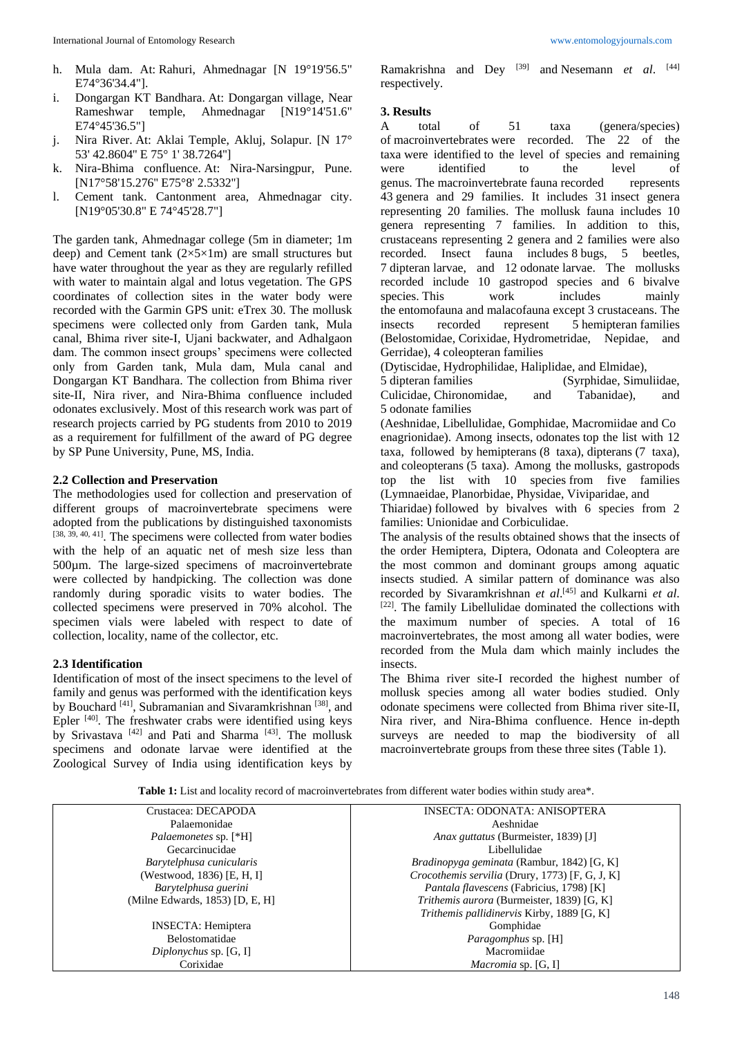h. Mula dam. At: Rahuri, Ahmednagar [N 19°19'56.5" E74°36'34.4"].
i. Dongargan KT Bandhara. At: Dongargan village, Near Rameshwar temple, Ahmednagar [N19°14'51.6" E74°45'36.5"]
j. Nira River. At: Aklai Temple, Akluj, Solapur. [N 17° 53' 42.8604" E 75° 1' 38.7264"]
k. Nira-Bhima confluence. At: Nira-Narsingpur, Pune. [N17°58'15.276" E75°8' 2.5332"]
l. Cement tank. Cantonment area, Ahmednagar city. [N19°05'30.8" E 74°45'28.7"]

The garden tank, Ahmednagar college (5m in diameter; 1m deep) and Cement tank (2×5×1m) are small structures but have water throughout the year as they are regularly refilled with water to maintain algal and lotus vegetation. The GPS coordinates of collection sites in the water body were recorded with the Garmin GPS unit: eTrex 30. The mollusk specimens were collected only from Garden tank, Mula canal, Bhima river site-I, Ujani backwater, and Adhalgaon dam. The common insect groups' specimens were collected only from Garden tank, Mula dam, Mula canal and Dongargan KT Bandhara. The collection from Bhima river site-II, Nira river, and Nira-Bhima confluence included odonates exclusively. Most of this research work was part of research projects carried by PG students from 2010 to 2019 as a requirement for fulfillment of the award of PG degree by SP Pune University, Pune, MS, India.

### 2.2 Collection and Preservation

The methodologies used for collection and preservation of different groups of macroinvertebrate specimens were adopted from the publications by distinguished taxonomists [38, 39, 40, 41]. The specimens were collected from water bodies with the help of an aquatic net of mesh size less than 500μm. The large-sized specimens of macroinvertebrate were collected by handpicking. The collection was done randomly during sporadic visits to water bodies. The collected specimens were preserved in 70% alcohol. The specimen vials were labeled with respect to date of collection, locality, name of the collector, etc.

### 2.3 Identification

Identification of most of the insect specimens to the level of family and genus was performed with the identification keys by Bouchard [41], Subramanian and Sivaramkrishnan [38], and Epler [40]. The freshwater crabs were identified using keys by Srivastava [42] and Pati and Sharma [43]. The mollusk specimens and odonate larvae were identified at the Zoological Survey of India using identification keys by Ramakrishna and Dey [39] and Nesemann *et al*. [44] respectively.

## 3. Results

A total of 51 taxa (genera/species) of macroinvertebrates were recorded. The 22 of the taxa were identified to the level of species and remaining were identified to the level of genus. The macroinvertebrate fauna recorded represents 43 genera and 29 families. It includes 31 insect genera representing 20 families. The mollusk fauna includes 10 genera representing 7 families. In addition to this, crustaceans representing 2 genera and 2 families were also recorded. Insect fauna includes 8 bugs, 5 beetles, 7 dipteran larvae, and 12 odonate larvae. The mollusks recorded include 10 gastropod species and 6 bivalve species. This work includes mainly the entomofauna and malacofauna except 3 crustaceans. The insects recorded represent 5 hemipteran families (Belostomidae, Corixidae, Hydrometridae, Nepidae, and Gerridae), 4 coleopteran families (Dytiscidae, Hydrophilidae, Haliplidae, and Elmidae), 5 dipteran families (Syrphidae, Simuliidae, Culicidae, Chironomidae, and Tabanidae), and 5 odonate families (Aeshnidae, Libellulidae, Gomphidae, Macromiidae and Coenagrionidae). Among insects, odonates top the list with 12 taxa, followed by hemipterans (8 taxa), dipterans (7 taxa), and coleopterans (5 taxa). Among the mollusks, gastropods top the list with 10 species from five families (Lymnaeidae, Planorbidae, Physidae, Viviparidae, and Thiaridae) followed by bivalves with 6 species from 2 families: Unionidae and Corbiculidae.

The analysis of the results obtained shows that the insects of the order Hemiptera, Diptera, Odonata and Coleoptera are the most common and dominant groups among aquatic insects studied. A similar pattern of dominance was also recorded by Sivaramkrishnan *et al*.[45] and Kulkarni *et al*. [22]. The family Libellulidae dominated the collections with the maximum number of species. A total of 16 macroinvertebrates, the most among all water bodies, were recorded from the Mula dam which mainly includes the insects.

The Bhima river site-I recorded the highest number of mollusk species among all water bodies studied. Only odonate specimens were collected from Bhima river site-II, Nira river, and Nira-Bhima confluence. Hence in-depth surveys are needed to map the biodiversity of all macroinvertebrate groups from these three sites (Table 1).

**Table 1:** List and locality record of macroinvertebrates from different water bodies within study area*.

| | |
|---|---|
| Crustacea: DECAPODA | INSECTA: ODONATA: ANISOPTERA |
| Palaemonidae | Aeshnidae |
| *Palaemonetes* sp. [*H] | *Anax guttatus* (Burmeister, 1839) [J] |
| Gecarcinucidae | Libellulidae |
| *Barytelphusa cunicularis* (Westwood, 1836) [E, H, I] | *Bradinopyga geminata* (Rambur, 1842) [G, K] |
| *Barytelphusa guerini* (Milne Edwards, 1853) [D, E, H] | *Crocothemis servilia* (Drury, 1773) [F, G, J, K] |
| | *Pantala flavescens* (Fabricius, 1798) [K] |
| INSECTA: Hemiptera | *Trithemis aurora* (Burmeister, 1839) [G, K] |
| Belostomatidae | *Trithemis pallidinervis* Kirby, 1889 [G, K] |
| *Diplonychus* sp. [G, I] | Gomphidae |
| Corixidae | *Paragomphus* sp. [H] |
| | Macromiidae |
| | *Macromia* sp. [G, I] |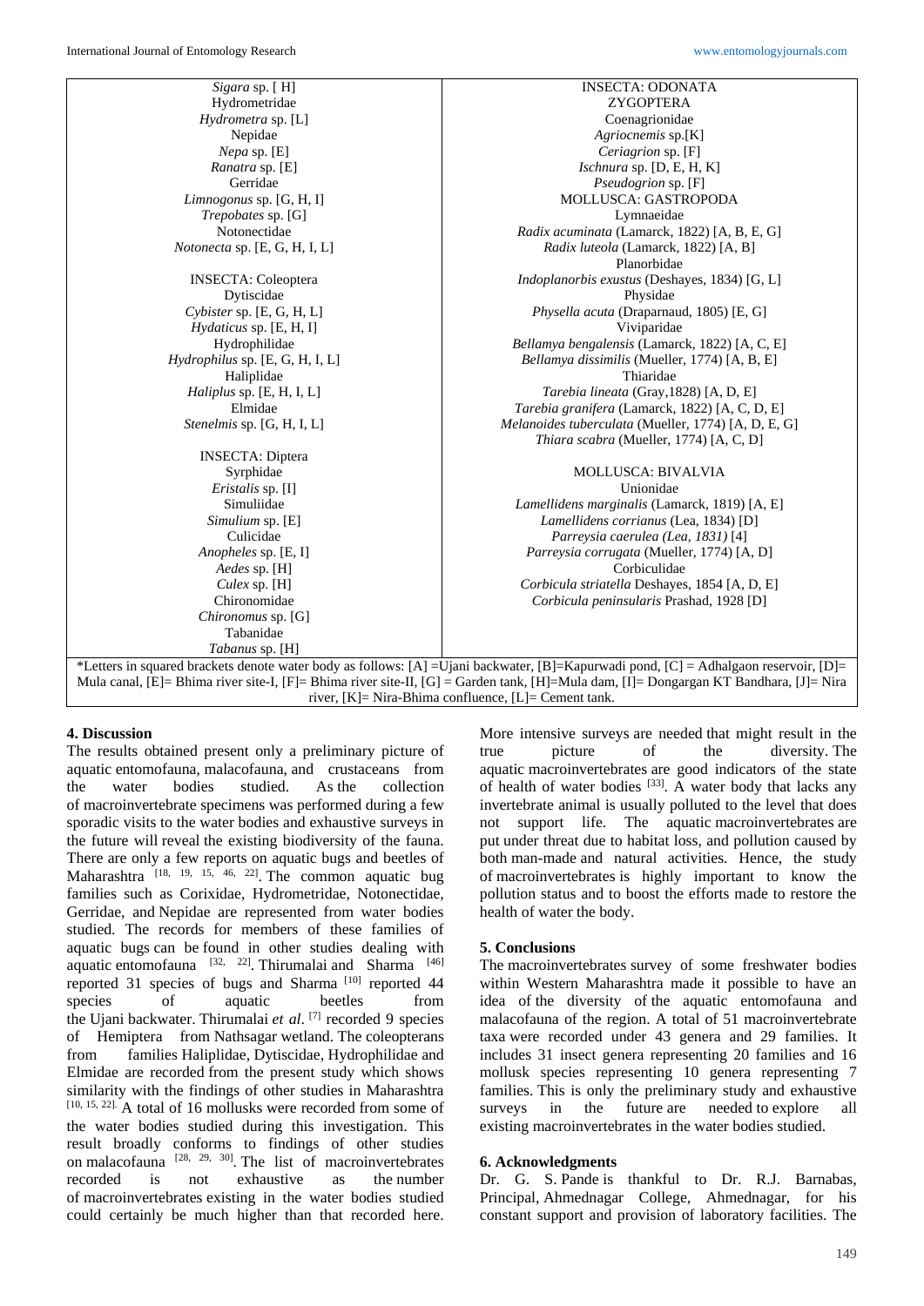| | |
|---|---|
| *Sigara* sp. [ H] | INSECTA: ODONATA |
| Hydrometridae | ZYGOPTERA |
| *Hydrometra* sp. [L] | Coenagrionidae |
| Nepidae | *Agriocnemis* sp.[K] |
| *Nepa* sp. [E] | *Ceriagrion* sp. [F] |
| *Ranatra* sp. [E] | *Ischnura* sp. [D, E, H, K] |
| Gerridae | *Pseudogrion* sp. [F] |
| *Limnogonus* sp. [G, H, I] | MOLLUSCA: GASTROPODA |
| *Trepobates* sp. [G] | Lymnaeidae |
| Notonectidae | *Radix acuminata* (Lamarck, 1822) [A, B, E, G] |
| *Notonecta* sp. [E, G, H, I, L] | *Radix luteola* (Lamarck, 1822) [A, B] |
| | Planorbidae |
| INSECTA: Coleoptera | *Indoplanorbis exustus* (Deshayes, 1834) [G, L] |
| Dytiscidae | Physidae |
| *Cybister* sp. [E, G, H, L] | *Physella acuta* (Draparnaud, 1805) [E, G] |
| *Hydaticus* sp. [E, H, I] | Viviparidae |
| Hydrophilidae | *Bellamya bengalensis* (Lamarck, 1822) [A, C, E] |
| *Hydrophilus* sp. [E, G, H, I, L] | *Bellamya dissimilis* (Mueller, 1774) [A, B, E] |
| Haliplidae | Thiaridae |
| *Haliplus* sp. [E, H, I, L] | *Tarebia lineata* (Gray,1828) [A, D, E] |
| Elmidae | *Tarebia granifera* (Lamarck, 1822) [A, C, D, E] |
| *Stenelmis* sp. [G, H, I, L] | *Melanoides tuberculata* (Mueller, 1774) [A, D, E, G] |
| | *Thiara scabra* (Mueller, 1774) [A, C, D] |
| INSECTA: Diptera | |
| Syrphidae | MOLLUSCA: BIVALVIA |
| *Eristalis* sp. [I] | Unionidae |
| Simuliidae | *Lamellidens marginalis* (Lamarck, 1819) [A, E] |
| *Simulium* sp. [E] | *Lamellidens corrianus* (Lea, 1834) [D] |
| Culicidae | *Parreysia caerulea (Lea, 1831)* [4] |
| *Anopheles* sp. [E, I] | *Parreysia corrugata* (Mueller, 1774) [A, D] |
| *Aedes* sp. [H] | Corbiculidae |
| *Culex* sp. [H] | *Corbicula striatella* Deshayes, 1854 [A, D, E] |
| Chironomidae | *Corbicula peninsularis* Prashad, 1928 [D] |
| *Chironomus* sp. [G] | |
| Tabanidae | |
| *Tabanus* sp. [H] | |

*Letters in squared brackets denote water body as follows: [A] =Ujani backwater, [B]=Kapurwadi pond, [C] = Adhalgaon reservoir, [D]= Mula canal, [E]= Bhima river site-I, [F]= Bhima river site-II, [G] = Garden tank, [H]=Mula dam, [I]= Dongargan KT Bandhara, [J]= Nira river, [K]= Nira-Bhima confluence, [L]= Cement tank.

## 4. Discussion

The results obtained present only a preliminary picture of aquatic entomofauna, malacofauna, and crustaceans from the water bodies studied. As the collection of macroinvertebrate specimens was performed during a few sporadic visits to the water bodies and exhaustive surveys in the future will reveal the existing biodiversity of the fauna. There are only a few reports on aquatic bugs and beetles of Maharashtra [18, 19, 15, 46, 22]. The common aquatic bug families such as Corixidae, Hydrometridae, Notonectidae, Gerridae, and Nepidae are represented from water bodies studied. The records for members of these families of aquatic bugs can be found in other studies dealing with aquatic entomofauna [32, 22]. Thirumalai and Sharma [46] reported 31 species of bugs and Sharma [10] reported 44 species of aquatic beetles from the Ujani backwater. Thirumalai *et al*. [7] recorded 9 species of Hemiptera from Nathsagar wetland. The coleopterans from families Haliplidae, Dytiscidae, Hydrophilidae and Elmidae are recorded from the present study which shows similarity with the findings of other studies in Maharashtra [10, 15, 22]. A total of 16 mollusks were recorded from some of the water bodies studied during this investigation. This result broadly conforms to findings of other studies on malacofauna [28, 29, 30]. The list of macroinvertebrates recorded is not exhaustive as the number of macroinvertebrates existing in the water bodies studied could certainly be much higher than that recorded here. More intensive surveys are needed that might result in the true picture of the diversity. The aquatic macroinvertebrates are good indicators of the state of health of water bodies [33]. A water body that lacks any invertebrate animal is usually polluted to the level that does not support life. The aquatic macroinvertebrates are put under threat due to habitat loss, and pollution caused by both man-made and natural activities. Hence, the study of macroinvertebrates is highly important to know the pollution status and to boost the efforts made to restore the health of water the body.

## 5. Conclusions

The macroinvertebrates survey of some freshwater bodies within Western Maharashtra made it possible to have an idea of the diversity of the aquatic entomofauna and malacofauna of the region. A total of 51 macroinvertebrate taxa were recorded under 43 genera and 29 families. It includes 31 insect genera representing 20 families and 16 mollusk species representing 10 genera representing 7 families. This is only the preliminary study and exhaustive surveys in the future are needed to explore all existing macroinvertebrates in the water bodies studied.

## 6. Acknowledgments

Dr. G. S. Pande is thankful to Dr. R.J. Barnabas, Principal, Ahmednagar College, Ahmednagar, for his constant support and provision of laboratory facilities. The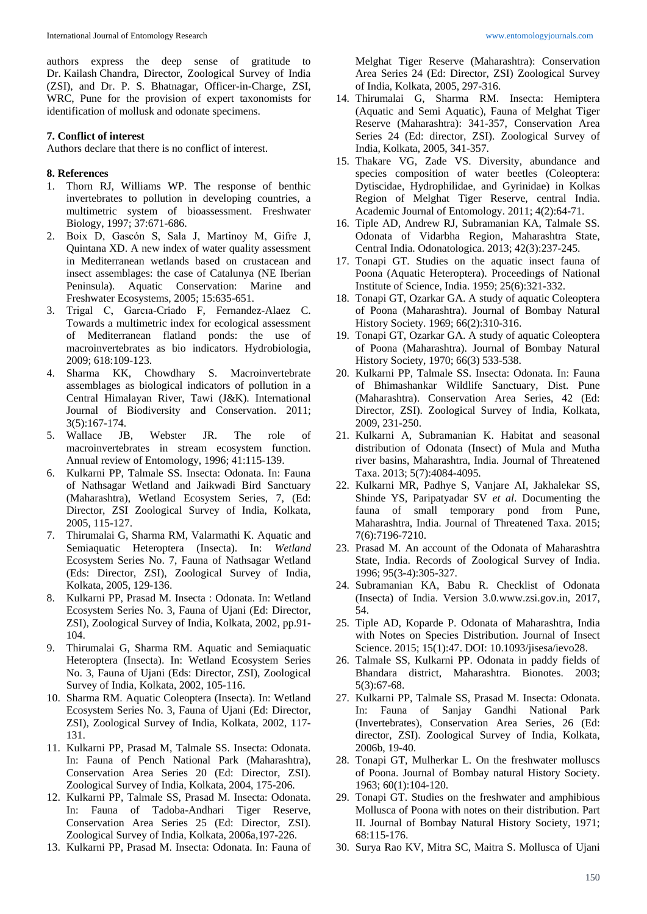authors express the deep sense of gratitude to Dr. Kailash Chandra, Director, Zoological Survey of India (ZSI), and Dr. P. S. Bhatnagar, Officer-in-Charge, ZSI, WRC, Pune for the provision of expert taxonomists for identification of mollusk and odonate specimens.

**7. Conflict of interest**

Authors declare that there is no conflict of interest.

**8. References**

1. Thorn RJ, Williams WP. The response of benthic invertebrates to pollution in developing countries, a multimetric system of bioassessment. Freshwater Biology, 1997; 37:671-686.
2. Boix D, Gascón S, Sala J, Martinoy M, Gifre J, Quintana XD. A new index of water quality assessment in Mediterranean wetlands based on crustacean and insect assemblages: the case of Catalunya (NE Iberian Peninsula). Aquatic Conservation: Marine and Freshwater Ecosystems, 2005; 15:635-651.
3. Trigal C, Garcıa-Criado F, Fernandez-Alaez C. Towards a multimetric index for ecological assessment of Mediterranean flatland ponds: the use of macroinvertebrates as bio indicators. Hydrobiologia, 2009; 618:109-123.
4. Sharma KK, Chowdhary S. Macroinvertebrate assemblages as biological indicators of pollution in a Central Himalayan River, Tawi (J&K). International Journal of Biodiversity and Conservation. 2011; 3(5):167-174.
5. Wallace JB, Webster JR. The role of macroinvertebrates in stream ecosystem function. Annual review of Entomology, 1996; 41:115-139.
6. Kulkarni PP, Talmale SS. Insecta: Odonata. In: Fauna of Nathsagar Wetland and Jaikwadi Bird Sanctuary (Maharashtra), Wetland Ecosystem Series, 7, (Ed: Director, ZSI Zoological Survey of India, Kolkata, 2005, 115-127.
7. Thirumalai G, Sharma RM, Valarmathi K. Aquatic and Semiaquatic Heteroptera (Insecta). In: *Wetland* Ecosystem Series No. 7, Fauna of Nathsagar Wetland (Eds: Director, ZSI), Zoological Survey of India, Kolkata, 2005, 129-136.
8. Kulkarni PP, Prasad M. Insecta : Odonata. In: Wetland Ecosystem Series No. 3, Fauna of Ujani (Ed: Director, ZSI), Zoological Survey of India, Kolkata, 2002, pp.91-104.
9. Thirumalai G, Sharma RM. Aquatic and Semiaquatic Heteroptera (Insecta). In: Wetland Ecosystem Series No. 3, Fauna of Ujani (Eds: Director, ZSI), Zoological Survey of India, Kolkata, 2002, 105-116.
10. Sharma RM. Aquatic Coleoptera (Insecta). In: Wetland Ecosystem Series No. 3, Fauna of Ujani (Ed: Director, ZSI), Zoological Survey of India, Kolkata, 2002, 117-131.
11. Kulkarni PP, Prasad M, Talmale SS. Insecta: Odonata. In: Fauna of Pench National Park (Maharashtra), Conservation Area Series 20 (Ed: Director, ZSI). Zoological Survey of India, Kolkata, 2004, 175-206.
12. Kulkarni PP, Talmale SS, Prasad M. Insecta: Odonata. In: Fauna of Tadoba-Andhari Tiger Reserve, Conservation Area Series 25 (Ed: Director, ZSI). Zoological Survey of India, Kolkata, 2006a,197-226.
13. Kulkarni PP, Prasad M. Insecta: Odonata. In: Fauna of Melghat Tiger Reserve (Maharashtra): Conservation Area Series 24 (Ed: Director, ZSI) Zoological Survey of India, Kolkata, 2005, 297-316.
14. Thirumalai G, Sharma RM. Insecta: Hemiptera (Aquatic and Semi Aquatic), Fauna of Melghat Tiger Reserve (Maharashtra): 341-357, Conservation Area Series 24 (Ed: director, ZSI). Zoological Survey of India, Kolkata, 2005, 341-357.
15. Thakare VG, Zade VS. Diversity, abundance and species composition of water beetles (Coleoptera: Dytiscidae, Hydrophilidae, and Gyrinidae) in Kolkas Region of Melghat Tiger Reserve, central India. Academic Journal of Entomology. 2011; 4(2):64-71.
16. Tiple AD, Andrew RJ, Subramanian KA, Talmale SS. Odonata of Vidarbha Region, Maharashtra State, Central India. Odonatologica. 2013; 42(3):237-245.
17. Tonapi GT. Studies on the aquatic insect fauna of Poona (Aquatic Heteroptera). Proceedings of National Institute of Science, India. 1959; 25(6):321-332.
18. Tonapi GT, Ozarkar GA. A study of aquatic Coleoptera of Poona (Maharashtra). Journal of Bombay Natural History Society. 1969; 66(2):310-316.
19. Tonapi GT, Ozarkar GA. A study of aquatic Coleoptera of Poona (Maharashtra). Journal of Bombay Natural History Society, 1970; 66(3) 533-538.
20. Kulkarni PP, Talmale SS. Insecta: Odonata. In: Fauna of Bhimashankar Wildlife Sanctuary, Dist. Pune (Maharashtra). Conservation Area Series, 42 (Ed: Director, ZSI). Zoological Survey of India, Kolkata, 2009, 231-250.
21. Kulkarni A, Subramanian K. Habitat and seasonal distribution of Odonata (Insect) of Mula and Mutha river basins, Maharashtra, India. Journal of Threatened Taxa. 2013; 5(7):4084-4095.
22. Kulkarni MR, Padhye S, Vanjare AI, Jakhalekar SS, Shinde YS, Paripatyadar SV *et al*. Documenting the fauna of small temporary pond from Pune, Maharashtra, India. Journal of Threatened Taxa. 2015; 7(6):7196-7210.
23. Prasad M. An account of the Odonata of Maharashtra State, India. Records of Zoological Survey of India. 1996; 95(3-4):305-327.
24. Subramanian KA, Babu R. Checklist of Odonata (Insecta) of India. Version 3.0.www.zsi.gov.in, 2017, 54.
25. Tiple AD, Koparde P. Odonata of Maharashtra, India with Notes on Species Distribution. Journal of Insect Science. 2015; 15(1):47. DOI: 10.1093/jisesa/ievo28.
26. Talmale SS, Kulkarni PP. Odonata in paddy fields of Bhandara district, Maharashtra. Bionotes. 2003; 5(3):67-68.
27. Kulkarni PP, Talmale SS, Prasad M. Insecta: Odonata. In: Fauna of Sanjay Gandhi National Park (Invertebrates), Conservation Area Series, 26 (Ed: director, ZSI). Zoological Survey of India, Kolkata, 2006b, 19-40.
28. Tonapi GT, Mulherkar L. On the freshwater molluscs of Poona. Journal of Bombay natural History Society. 1963; 60(1):104-120.
29. Tonapi GT. Studies on the freshwater and amphibious Mollusca of Poona with notes on their distribution. Part II. Journal of Bombay Natural History Society, 1971; 68:115-176.
30. Surya Rao KV, Mitra SC, Maitra S. Mollusca of Ujani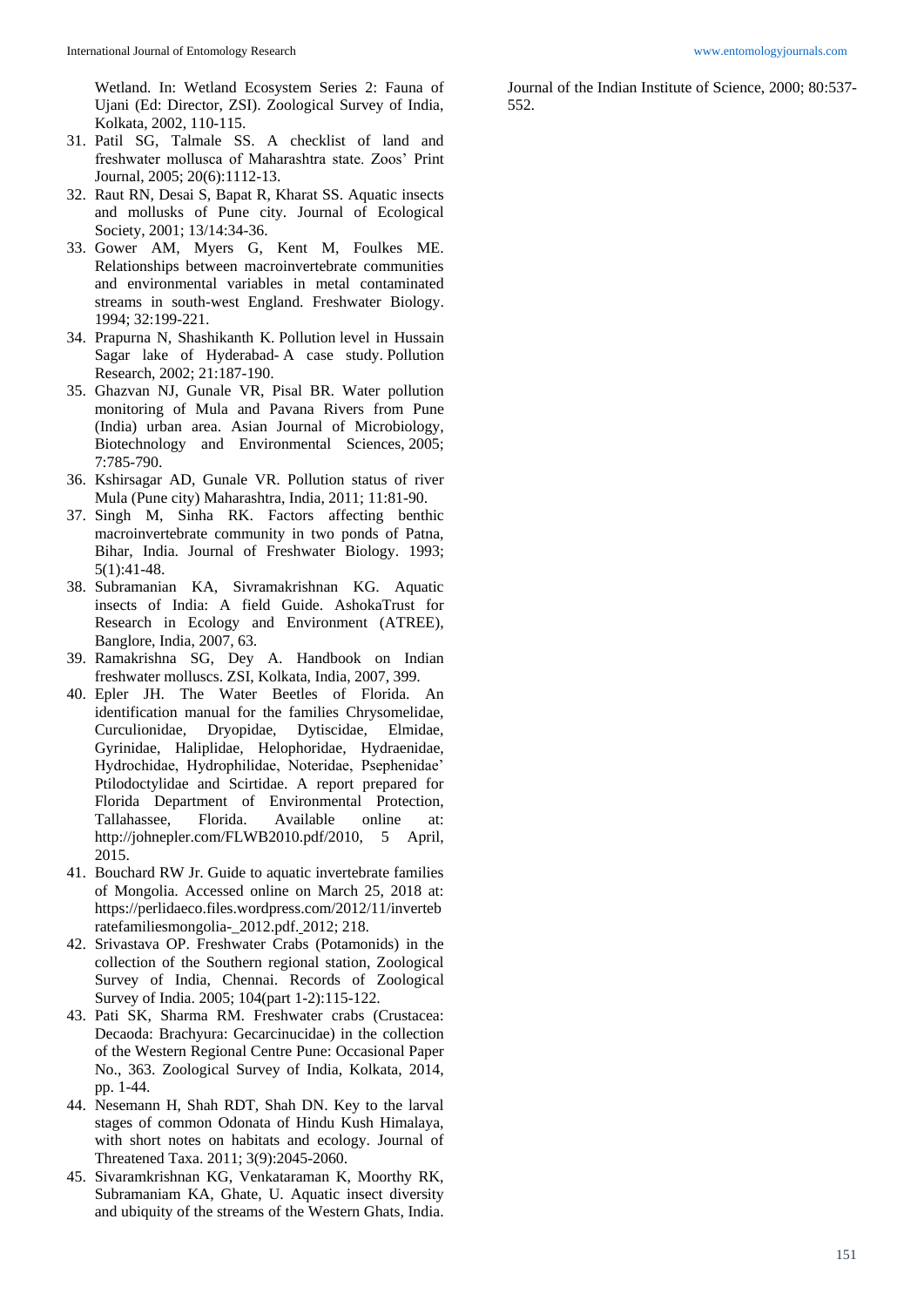Wetland. In: Wetland Ecosystem Series 2: Fauna of Ujani (Ed: Director, ZSI). Zoological Survey of India, Kolkata, 2002, 110-115.

31. Patil SG, Talmale SS. A checklist of land and freshwater mollusca of Maharashtra state. Zoos' Print Journal, 2005; 20(6):1112-13.
32. Raut RN, Desai S, Bapat R, Kharat SS. Aquatic insects and mollusks of Pune city. Journal of Ecological Society, 2001; 13/14:34-36.
33. Gower AM, Myers G, Kent M, Foulkes ME. Relationships between macroinvertebrate communities and environmental variables in metal contaminated streams in south-west England. Freshwater Biology. 1994; 32:199-221.
34. Prapurna N, Shashikanth K. Pollution level in Hussain Sagar lake of Hyderabad- A case study. Pollution Research, 2002; 21:187-190.
35. Ghazvan NJ, Gunale VR, Pisal BR. Water pollution monitoring of Mula and Pavana Rivers from Pune (India) urban area. Asian Journal of Microbiology, Biotechnology and Environmental Sciences, 2005; 7:785-790.
36. Kshirsagar AD, Gunale VR. Pollution status of river Mula (Pune city) Maharashtra, India, 2011; 11:81-90.
37. Singh M, Sinha RK. Factors affecting benthic macroinvertebrate community in two ponds of Patna, Bihar, India. Journal of Freshwater Biology. 1993; 5(1):41-48.
38. Subramanian KA, Sivramakrishnan KG. Aquatic insects of India: A field Guide. AshokaTrust for Research in Ecology and Environment (ATREE), Banglore, India, 2007, 63.
39. Ramakrishna SG, Dey A. Handbook on Indian freshwater molluscs. ZSI, Kolkata, India, 2007, 399.
40. Epler JH. The Water Beetles of Florida. An identification manual for the families Chrysomelidae, Curculionidae, Dryopidae, Dytiscidae, Elmidae, Gyrinidae, Haliplidae, Helophoridae, Hydraenidae, Hydrochidae, Hydrophilidae, Noteridae, Psephenidae' Ptilodoctylidae and Scirtidae. A report prepared for Florida Department of Environmental Protection, Tallahassee, Florida. Available online at: http://johnepler.com/FLWB2010.pdf/2010, 5 April, 2015.
41. Bouchard RW Jr. Guide to aquatic invertebrate families of Mongolia. Accessed online on March 25, 2018 at: https://perlidaeco.files.wordpress.com/2012/11/invertebratefamiliesmongolia-_2012.pdf. 2012; 218.
42. Srivastava OP. Freshwater Crabs (Potamonids) in the collection of the Southern regional station, Zoological Survey of India, Chennai. Records of Zoological Survey of India. 2005; 104(part 1-2):115-122.
43. Pati SK, Sharma RM. Freshwater crabs (Crustacea: Decaoda: Brachyura: Gecarcinucidae) in the collection of the Western Regional Centre Pune: Occasional Paper No., 363. Zoological Survey of India, Kolkata, 2014, pp. 1-44.
44. Nesemann H, Shah RDT, Shah DN. Key to the larval stages of common Odonata of Hindu Kush Himalaya, with short notes on habitats and ecology. Journal of Threatened Taxa. 2011; 3(9):2045-2060.
45. Sivaramkrishnan KG, Venkataraman K, Moorthy RK, Subramaniam KA, Ghate, U. Aquatic insect diversity and ubiquity of the streams of the Western Ghats, India. Journal of the Indian Institute of Science, 2000; 80:537-552.